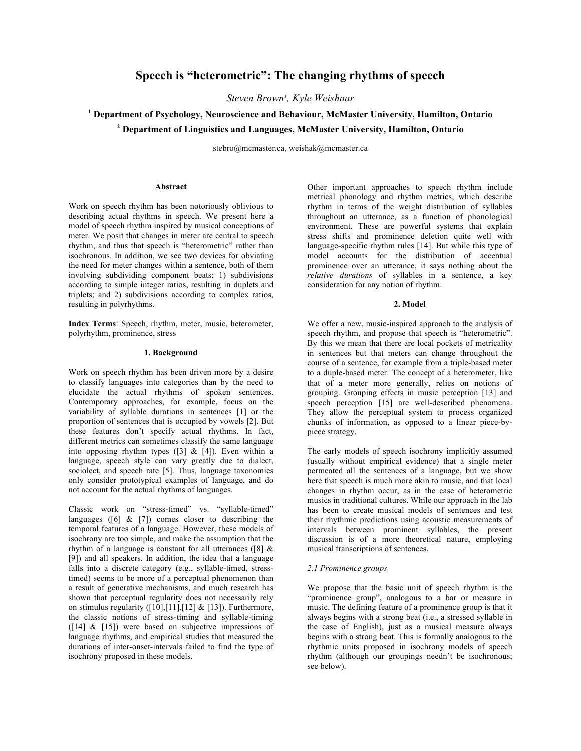# Speech is "heterometric": The changing rhythms of speech

*Steven Brown[1], Kyle Weishaar*

**[1] Department of Psychology, Neuroscience and Behaviour, McMaster University, Hamilton, Ontario**

**[2] Department of Linguistics and Languages, McMaster University, Hamilton, Ontario**

stebro@mcmaster.ca, weishak@mcmaster.ca

### Abstract

Work on speech rhythm has been notoriously oblivious to describing actual rhythms in speech. We present here a model of speech rhythm inspired by musical conceptions of meter. We posit that changes in meter are central to speech rhythm, and thus that speech is "heterometric" rather than isochronous. In addition, we see two devices for obviating the need for meter changes within a sentence, both of them involving subdividing component beats: 1) subdivisions according to simple integer ratios, resulting in duplets and triplets; and 2) subdivisions according to complex ratios, resulting in polyrhythms.

**Index Terms**: Speech, rhythm, meter, music, heterometer, polyrhythm, prominence, stress

## 1. Background

Work on speech rhythm has been driven more by a desire to classify languages into categories than by the need to elucidate the actual rhythms of spoken sentences. Contemporary approaches, for example, focus on the variability of syllable durations in sentences [1] or the proportion of sentences that is occupied by vowels [2]. But these features don't specify actual rhythms. In fact, different metrics can sometimes classify the same language into opposing rhythm types ([3] & [4]). Even within a language, speech style can vary greatly due to dialect, sociolect, and speech rate [5]. Thus, language taxonomies only consider prototypical examples of language, and do not account for the actual rhythms of languages.

Classic work on "stress-timed" vs. "syllable-timed" languages ([6] & [7]) comes closer to describing the temporal features of a language. However, these models of isochrony are too simple, and make the assumption that the rhythm of a language is constant for all utterances ([8] & [9]) and all speakers. In addition, the idea that a language falls into a discrete category (e.g., syllable-timed, stress-timed) seems to be more of a perceptual phenomenon than a result of generative mechanisms, and much research has shown that perceptual regularity does not necessarily rely on stimulus regularity ([10],[11],[12] & [13]). Furthermore, the classic notions of stress-timing and syllable-timing ([14] & [15]) were based on subjective impressions of language rhythms, and empirical studies that measured the durations of inter-onset-intervals failed to find the type of isochrony proposed in these models.

Other important approaches to speech rhythm include metrical phonology and rhythm metrics, which describe rhythm in terms of the weight distribution of syllables throughout an utterance, as a function of phonological environment. These are powerful systems that explain stress shifts and prominence deletion quite well with language-specific rhythm rules [14]. But while this type of model accounts for the distribution of accentual prominence over an utterance, it says nothing about the *relative durations* of syllables in a sentence, a key consideration for any notion of rhythm.

## 2. Model

We offer a new, music-inspired approach to the analysis of speech rhythm, and propose that speech is "heterometric". By this we mean that there are local pockets of metricality in sentences but that meters can change throughout the course of a sentence, for example from a triple-based meter to a duple-based meter. The concept of a heterometer, like that of a meter more generally, relies on notions of grouping. Grouping effects in music perception [13] and speech perception [15] are well-described phenomena. They allow the perceptual system to process organized chunks of information, as opposed to a linear piece-by-piece strategy.

The early models of speech isochrony implicitly assumed (usually without empirical evidence) that a single meter permeated all the sentences of a language, but we show here that speech is much more akin to music, and that local changes in rhythm occur, as in the case of heterometric musics in traditional cultures. While our approach in the lab has been to create musical models of sentences and test their rhythmic predictions using acoustic measurements of intervals between prominent syllables, the present discussion is of a more theoretical nature, employing musical transcriptions of sentences.

### 2.1 Prominence groups

We propose that the basic unit of speech rhythm is the "prominence group", analogous to a bar or measure in music. The defining feature of a prominence group is that it always begins with a strong beat (i.e., a stressed syllable in the case of English), just as a musical measure always begins with a strong beat. This is formally analogous to the rhythmic units proposed in isochrony models of speech rhythm (although our groupings needn't be isochronous; see below).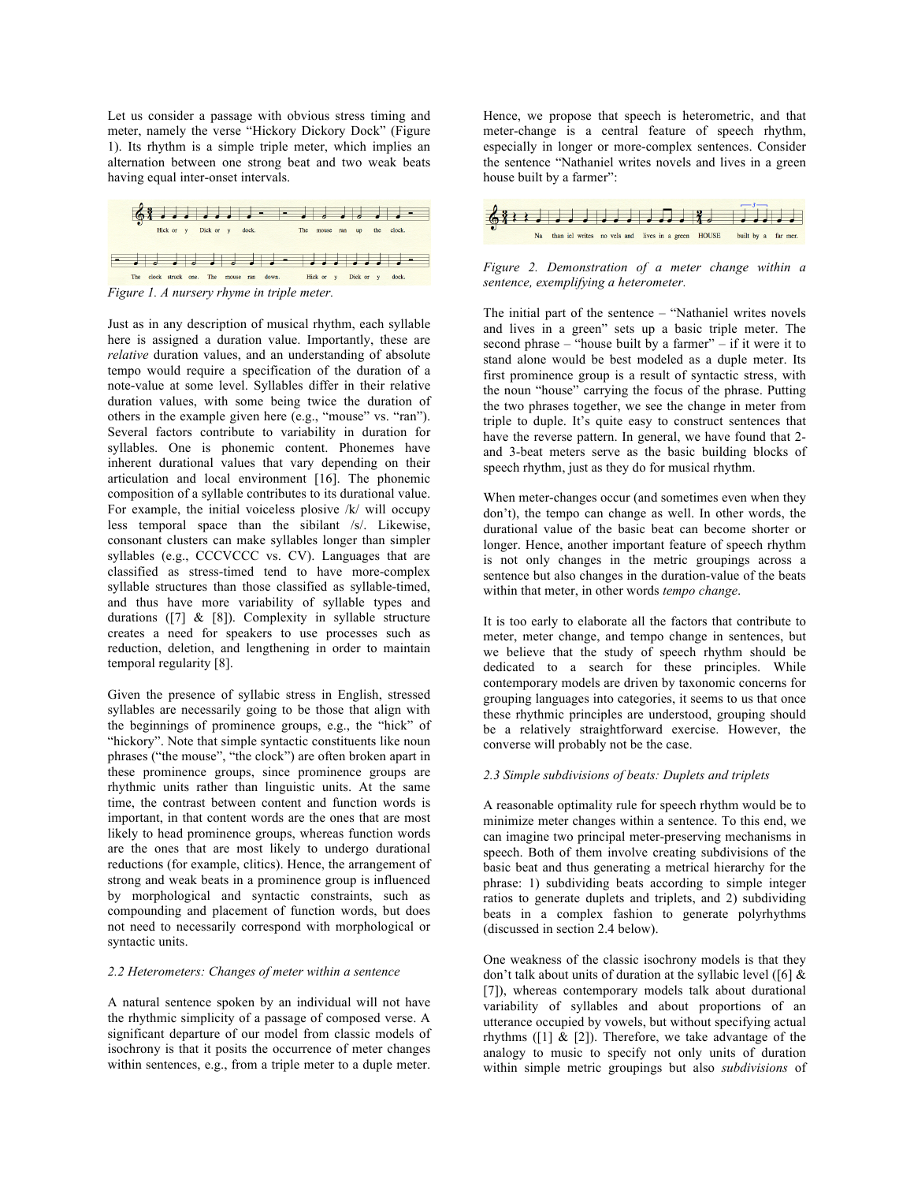Let us consider a passage with obvious stress timing and meter, namely the verse "Hickory Dickory Dock" (Figure 1). Its rhythm is a simple triple meter, which implies an alternation between one strong beat and two weak beats having equal inter-onset intervals.

*Figure 1. A nursery rhyme in triple meter.*

Just as in any description of musical rhythm, each syllable here is assigned a duration value. Importantly, these are *relative* duration values, and an understanding of absolute tempo would require a specification of the duration of a note-value at some level. Syllables differ in their relative duration values, with some being twice the duration of others in the example given here (e.g., "mouse" vs. "ran"). Several factors contribute to variability in duration for syllables. One is phonemic content. Phonemes have inherent durational values that vary depending on their articulation and local environment [16]. The phonemic composition of a syllable contributes to its durational value. For example, the initial voiceless plosive /k/ will occupy less temporal space than the sibilant /s/. Likewise, consonant clusters can make syllables longer than simpler syllables (e.g., CCCVCCC vs. CV). Languages that are classified as stress-timed tend to have more-complex syllable structures than those classified as syllable-timed, and thus have more variability of syllable types and durations ([7] & [8]). Complexity in syllable structure creates a need for speakers to use processes such as reduction, deletion, and lengthening in order to maintain temporal regularity [8].

Given the presence of syllabic stress in English, stressed syllables are necessarily going to be those that align with the beginnings of prominence groups, e.g., the "hick" of "hickory". Note that simple syntactic constituents like noun phrases ("the mouse", "the clock") are often broken apart in these prominence groups, since prominence groups are rhythmic units rather than linguistic units. At the same time, the contrast between content and function words is important, in that content words are the ones that are most likely to head prominence groups, whereas function words are the ones that are most likely to undergo durational reductions (for example, clitics). Hence, the arrangement of strong and weak beats in a prominence group is influenced by morphological and syntactic constraints, such as compounding and placement of function words, but does not need to necessarily correspond with morphological or syntactic units.

*2.2 Heterometers: Changes of meter within a sentence*

A natural sentence spoken by an individual will not have the rhythmic simplicity of a passage of composed verse. A significant departure of our model from classic models of isochrony is that it posits the occurrence of meter changes within sentences, e.g., from a triple meter to a duple meter. Hence, we propose that speech is heterometric, and that meter-change is a central feature of speech rhythm, especially in longer or more-complex sentences. Consider the sentence "Nathaniel writes novels and lives in a green house built by a farmer":

*Figure 2. Demonstration of a meter change within a sentence, exemplifying a heterometer.*

The initial part of the sentence – "Nathaniel writes novels and lives in a green" sets up a basic triple meter. The second phrase – "house built by a farmer" – if it were it to stand alone would be best modeled as a duple meter. Its first prominence group is a result of syntactic stress, with the noun "house" carrying the focus of the phrase. Putting the two phrases together, we see the change in meter from triple to duple. It's quite easy to construct sentences that have the reverse pattern. In general, we have found that 2- and 3-beat meters serve as the basic building blocks of speech rhythm, just as they do for musical rhythm.

When meter-changes occur (and sometimes even when they don't), the tempo can change as well. In other words, the durational value of the basic beat can become shorter or longer. Hence, another important feature of speech rhythm is not only changes in the metric groupings across a sentence but also changes in the duration-value of the beats within that meter, in other words *tempo change*.

It is too early to elaborate all the factors that contribute to meter, meter change, and tempo change in sentences, but we believe that the study of speech rhythm should be dedicated to a search for these principles. While contemporary models are driven by taxonomic concerns for grouping languages into categories, it seems to us that once these rhythmic principles are understood, grouping should be a relatively straightforward exercise. However, the converse will probably not be the case.

*2.3 Simple subdivisions of beats: Duplets and triplets*

A reasonable optimality rule for speech rhythm would be to minimize meter changes within a sentence. To this end, we can imagine two principal meter-preserving mechanisms in speech. Both of them involve creating subdivisions of the basic beat and thus generating a metrical hierarchy for the phrase: 1) subdividing beats according to simple integer ratios to generate duplets and triplets, and 2) subdividing beats in a complex fashion to generate polyrhythms (discussed in section 2.4 below).

One weakness of the classic isochrony models is that they don't talk about units of duration at the syllabic level ([6] & [7]), whereas contemporary models talk about durational variability of syllables and about proportions of an utterance occupied by vowels, but without specifying actual rhythms ([1] & [2]). Therefore, we take advantage of the analogy to music to specify not only units of duration within simple metric groupings but also *subdivisions* of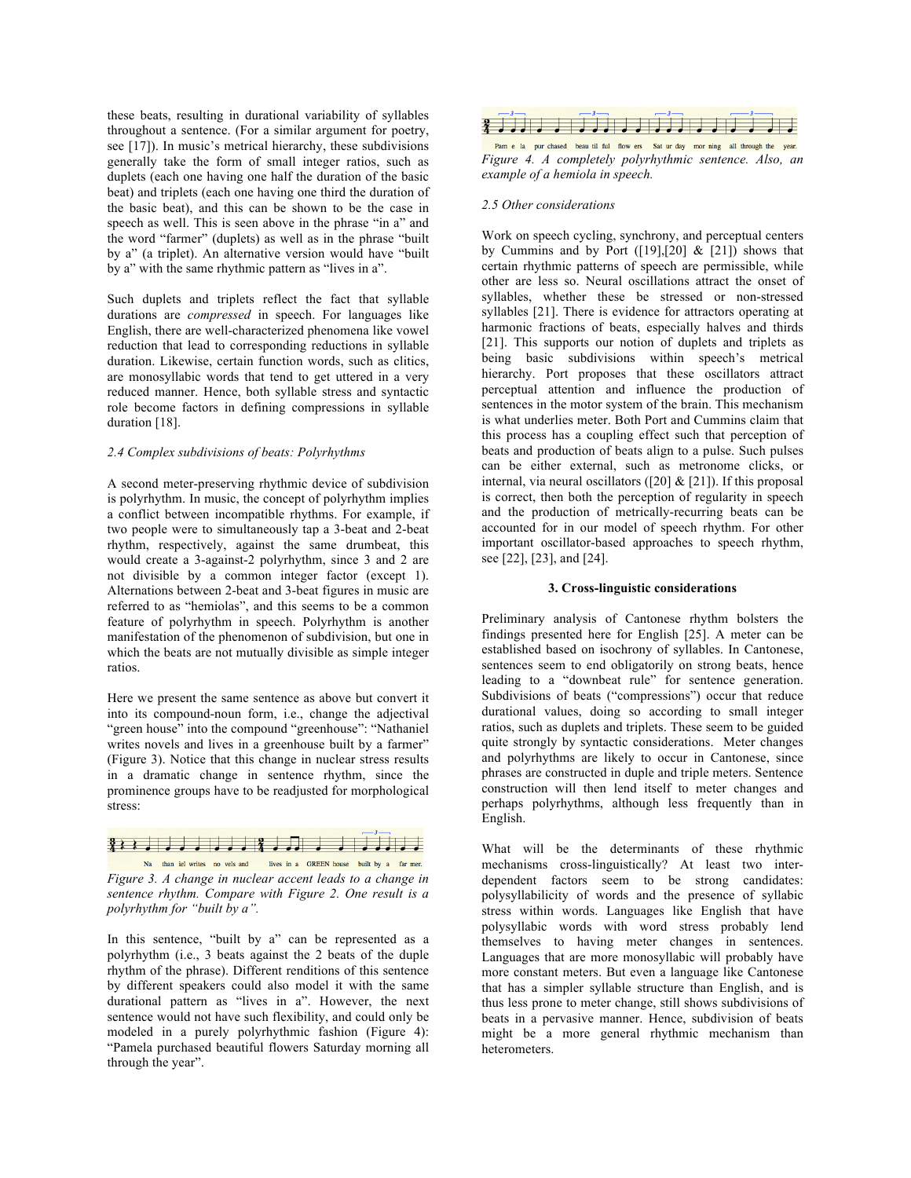these beats, resulting in durational variability of syllables throughout a sentence. (For a similar argument for poetry, see [17]). In music's metrical hierarchy, these subdivisions generally take the form of small integer ratios, such as duplets (each one having one half the duration of the basic beat) and triplets (each one having one third the duration of the basic beat), and this can be shown to be the case in speech as well. This is seen above in the phrase "in a" and the word "farmer" (duplets) as well as in the phrase "built by a" (a triplet). An alternative version would have "built by a" with the same rhythmic pattern as "lives in a".

Such duplets and triplets reflect the fact that syllable durations are *compressed* in speech. For languages like English, there are well-characterized phenomena like vowel reduction that lead to corresponding reductions in syllable duration. Likewise, certain function words, such as clitics, are monosyllabic words that tend to get uttered in a very reduced manner. Hence, both syllable stress and syntactic role become factors in defining compressions in syllable duration [18].

### 2.4 Complex subdivisions of beats: Polyrhythms

A second meter-preserving rhythmic device of subdivision is polyrhythm. In music, the concept of polyrhythm implies a conflict between incompatible rhythms. For example, if two people were to simultaneously tap a 3-beat and 2-beat rhythm, respectively, against the same drumbeat, this would create a 3-against-2 polyrhythm, since 3 and 2 are not divisible by a common integer factor (except 1). Alternations between 2-beat and 3-beat figures in music are referred to as "hemiolas", and this seems to be a common feature of polyrhythm in speech. Polyrhythm is another manifestation of the phenomenon of subdivision, but one in which the beats are not mutually divisible as simple integer ratios.

Here we present the same sentence as above but convert it into its compound-noun form, i.e., change the adjectival "green house" into the compound "greenhouse": "Nathaniel writes novels and lives in a greenhouse built by a farmer" (Figure 3). Notice that this change in nuclear stress results in a dramatic change in sentence rhythm, since the prominence groups have to be readjusted for morphological stress:

*Figure 3. A change in nuclear accent leads to a change in sentence rhythm. Compare with Figure 2. One result is a polyrhythm for "built by a".*

In this sentence, "built by a" can be represented as a polyrhythm (i.e., 3 beats against the 2 beats of the duple rhythm of the phrase). Different renditions of this sentence by different speakers could also model it with the same durational pattern as "lives in a". However, the next sentence would not have such flexibility, and could only be modeled in a purely polyrhythmic fashion (Figure 4): "Pamela purchased beautiful flowers Saturday morning all through the year".

*Figure 4. A completely polyrhythmic sentence. Also, an example of a hemiola in speech.*

### 2.5 Other considerations

Work on speech cycling, synchrony, and perceptual centers by Cummins and by Port ([19],[20] & [21]) shows that certain rhythmic patterns of speech are permissible, while other are less so. Neural oscillations attract the onset of syllables, whether these be stressed or non-stressed syllables [21]. There is evidence for attractors operating at harmonic fractions of beats, especially halves and thirds [21]. This supports our notion of duplets and triplets as being basic subdivisions within speech's metrical hierarchy. Port proposes that these oscillators attract perceptual attention and influence the production of sentences in the motor system of the brain. This mechanism is what underlies meter. Both Port and Cummins claim that this process has a coupling effect such that perception of beats and production of beats align to a pulse. Such pulses can be either external, such as metronome clicks, or internal, via neural oscillators ([20] & [21]). If this proposal is correct, then both the perception of regularity in speech and the production of metrically-recurring beats can be accounted for in our model of speech rhythm. For other important oscillator-based approaches to speech rhythm, see [22], [23], and [24].

## 3. Cross-linguistic considerations

Preliminary analysis of Cantonese rhythm bolsters the findings presented here for English [25]. A meter can be established based on isochrony of syllables. In Cantonese, sentences seem to end obligatorily on strong beats, hence leading to a "downbeat rule" for sentence generation. Subdivisions of beats ("compressions") occur that reduce durational values, doing so according to small integer ratios, such as duplets and triplets. These seem to be guided quite strongly by syntactic considerations. Meter changes and polyrhythms are likely to occur in Cantonese, since phrases are constructed in duple and triple meters. Sentence construction will then lend itself to meter changes and perhaps polyrhythms, although less frequently than in English.

What will be the determinants of these rhythmic mechanisms cross-linguistically? At least two inter-dependent factors seem to be strong candidates: polysyllabicity of words and the presence of syllabic stress within words. Languages like English that have polysyllabic words with word stress probably lend themselves to having meter changes in sentences. Languages that are more monosyllabic will probably have more constant meters. But even a language like Cantonese that has a simpler syllable structure than English, and is thus less prone to meter change, still shows subdivisions of beats in a pervasive manner. Hence, subdivision of beats might be a more general rhythmic mechanism than heterometers.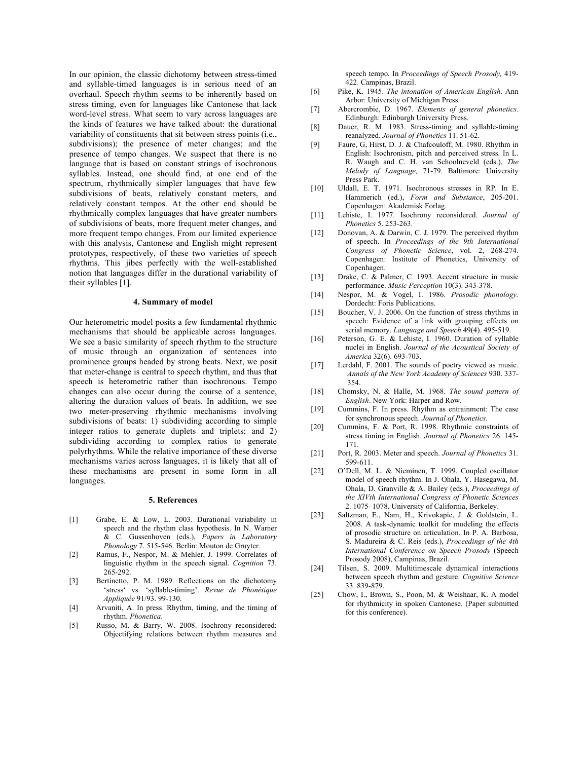In our opinion, the classic dichotomy between stress-timed and syllable-timed languages is in serious need of an overhaul. Speech rhythm seems to be inherently based on stress timing, even for languages like Cantonese that lack word-level stress. What seem to vary across languages are the kinds of features we have talked about: the durational variability of constituents that sit between stress points (i.e., subdivisions); the presence of meter changes; and the presence of tempo changes. We suspect that there is no language that is based on constant strings of isochronous syllables. Instead, one should find, at one end of the spectrum, rhythmically simpler languages that have few subdivisions of beats, relatively constant meters, and relatively constant tempos. At the other end should be rhythmically complex languages that have greater numbers of subdivisions of beats, more frequent meter changes, and more frequent tempo changes. From our limited experience with this analysis, Cantonese and English might represent prototypes, respectively, of these two varieties of speech rhythms. This jibes perfectly with the well-established notion that languages differ in the durational variability of their syllables [1].

### 4. Summary of model

Our heterometric model posits a few fundamental rhythmic mechanisms that should be applicable across languages. We see a basic similarity of speech rhythm to the structure of music through an organization of sentences into prominence groups headed by strong beats. Next, we posit that meter-change is central to speech rhythm, and thus that speech is heterometric rather than isochronous. Tempo changes can also occur during the course of a sentence, altering the duration values of beats. In addition, we see two meter-preserving rhythmic mechanisms involving subdivisions of beats: 1) subdividing according to simple integer ratios to generate duplets and triplets; and 2) subdividing according to complex ratios to generate polyrhythms. While the relative importance of these diverse mechanisms varies across languages, it is likely that all of these mechanisms are present in some form in all languages.

### 5. References

[1] Grabe, E. & Low, L. 2003. Durational variability in speech and the rhythm class hypothesis. In N. Warner & C. Gussenhoven (eds.), *Papers in Laboratory Phonology* 7. 515-546. Berlin: Mouton de Gruyter.

[2] Ramus, F., Nespor, M. & Mehler, J. 1999. Correlates of linguistic rhythm in the speech signal. *Cognition* 73. 265-292.

[3] Bertinetto, P. M. 1989. Reflections on the dichotomy 'stress' vs. 'syllable-timing'. *Revue de Phonétique Appliquée* 91/93. 99-130.

[4] Arvaniti, A. In press. Rhythm, timing, and the timing of rhythm. *Phonetica*.

[5] Russo, M. & Barry, W. 2008. Isochrony reconsidered: Objectifying relations between rhythm measures and speech tempo. In *Proceedings of Speech Prosody,* 419-422. Campinas, Brazil.

[6] Pike, K. 1945. *The intonation of American English*. Ann Arbor: University of Michigan Press.

[7] Abercrombie, D. 1967. *Elements of general phonetics*. Edinburgh: Edinburgh University Press.

[8] Dauer, R. M. 1983. Stress-timing and syllable-timing reanalyzed. *Journal of Phonetics* 11. 51-62.

[9] Faure, G, Hirst, D. J. & Chafcouloff, M. 1980. Rhythm in English: Isochronism, pitch and perceived stress. In L. R. Waugh and C. H. van Schoolneveld (eds.), *The Melody of Language,* 71-79. Baltimore: University Press Park.

[10] Uldall, E. T. 1971. Isochronous stresses in RP. In E. Hammerich (ed.), *Form and Substance*, 205-201. Copenhagen: Akademisk Forlag.

[11] Lehiste, I. 1977. Isochrony reconsidered. *Journal of Phonetics* 5. 253-263.

[12] Donovan, A. & Darwin, C. J. 1979. The perceived rhythm of speech. In *Proceedings of the 9th International Congress of Phonetic Science*, vol. 2, 268-274. Copenhagen: Institute of Phonetics, University of Copenhagen.

[13] Drake, C. & Palmer, C. 1993. Accent structure in music performance. *Music Perception* 10(3). 343-378.

[14] Nespor, M. & Vogel, I. 1986. *Prosodic phonology.* Dordecht: Foris Publications.

[15] Boucher, V. J. 2006. On the function of stress rhythms in speech: Evidence of a link with grouping effects on serial memory. *Language and Speech* 49(4). 495-519.

[16] Peterson, G. E. & Lehiste, I. 1960. Duration of syllable nuclei in English. *Journal of the Acoustical Society of America* 32(6). 693-703.

[17] Lerdahl, F. 2001. The sounds of poetry viewed as music. *Annals of the New York Academy of Sciences* 930. 337-354.

[18] Chomsky, N. & Halle, M. 1968. *The sound pattern of English*. New York: Harper and Row.

[19] Cummins, F. In press. Rhythm as entrainment: The case for synchronous speech. *Journal of Phonetics*.

[20] Cummins, F. & Port, R. 1998. Rhythmic constraints of stress timing in English. *Journal of Phonetics* 26. 145-171.

[21] Port, R. 2003. Meter and speech. *Journal of Phonetics* 31. 599-611.

[22] O'Dell, M. L. & Nieminen, T. 1999. Coupled oscillator model of speech rhythm. In J. Ohala, Y. Hasegawa, M. Ohala, D. Granville & A. Bailey (eds.), *Proceedings of the XIVth International Congress of Phonetic Sciences* 2. 1075–1078. University of California, Berkeley.

[23] Saltzman, E., Nam, H., Krivokapic, J. & Goldstein, L. 2008. A task-dynamic toolkit for modeling the effects of prosodic structure on articulation. In P. A. Barbosa, S. Madureira & C. Reis (eds.), *Proceedings of the 4th International Conference on Speech Prosody* (Speech Prosody 2008), Campinas, Brazil.

[24] Tilsen, S. 2009. Multitimescale dynamical interactions between speech rhythm and gesture. *Cognitive Science* 33. 839-879.

[25] Chow, I., Brown, S., Poon, M. & Weishaar, K. A model for rhythmicity in spoken Cantonese. (Paper submitted for this conference).